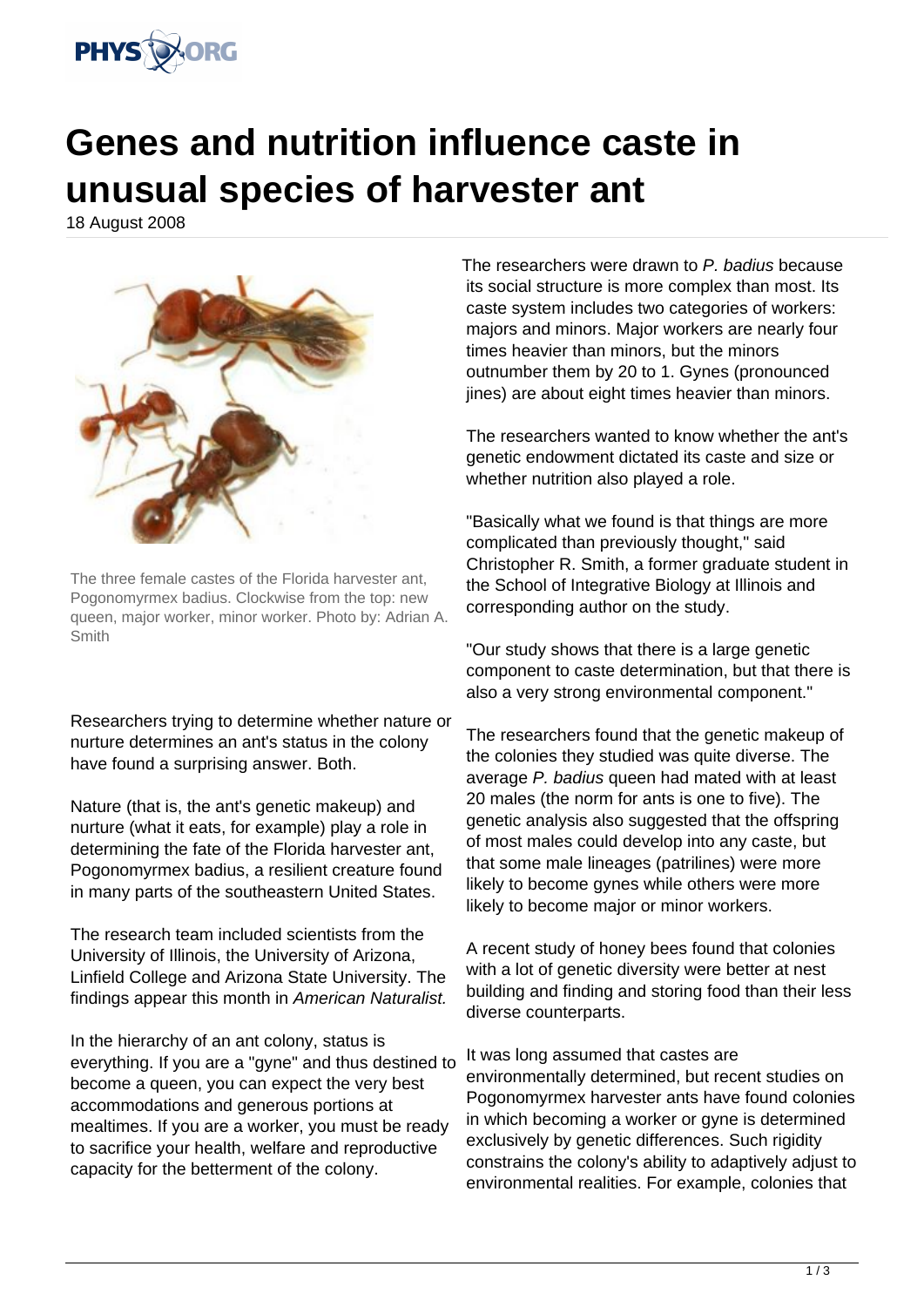# Genes and nutrition influence caste in unusual species of harvester ant

18 August 2008

The three female castes of the Florida harvester ant, Pogonomyrmex badius. Clockwise from the top: new queen, major worker, minor worker. Photo by: Adrian A. Smith

Researchers trying to determine whether nature or nurture determines an ant's status in the colony have found a surprising answer. Both.

Nature (that is, the ant's genetic makeup) and nurture (what it eats, for example) play a role in determining the fate of the Florida harvester ant, Pogonomyrmex badius, a resilient creature found in many parts of the southeastern United States.

The research team included scientists from the University of Illinois, the University of Arizona, Linfield College and Arizona State University. The findings appear this month in *American Naturalist.*

In the hierarchy of an ant colony, status is everything. If you are a "gyne" and thus destined to become a queen, you can expect the very best accommodations and generous portions at mealtimes. If you are a worker, you must be ready to sacrifice your health, welfare and reproductive capacity for the betterment of the colony.

The researchers were drawn to *P. badius* because its social structure is more complex than most. Its caste system includes two categories of workers: majors and minors. Major workers are nearly four times heavier than minors, but the minors outnumber them by 20 to 1. Gynes (pronounced jines) are about eight times heavier than minors.

The researchers wanted to know whether the ant's genetic endowment dictated its caste and size or whether nutrition also played a role.

"Basically what we found is that things are more complicated than previously thought," said Christopher R. Smith, a former graduate student in the School of Integrative Biology at Illinois and corresponding author on the study.

"Our study shows that there is a large genetic component to caste determination, but that there is also a very strong environmental component."

The researchers found that the genetic makeup of the colonies they studied was quite diverse. The average *P. badius* queen had mated with at least 20 males (the norm for ants is one to five). The genetic analysis also suggested that the offspring of most males could develop into any caste, but that some male lineages (patrilines) were more likely to become gynes while others were more likely to become major or minor workers.

A recent study of honey bees found that colonies with a lot of genetic diversity were better at nest building and finding and storing food than their less diverse counterparts.

It was long assumed that castes are environmentally determined, but recent studies on Pogonomyrmex harvester ants have found colonies in which becoming a worker or gyne is determined exclusively by genetic differences. Such rigidity constrains the colony's ability to adaptively adjust to environmental realities. For example, colonies that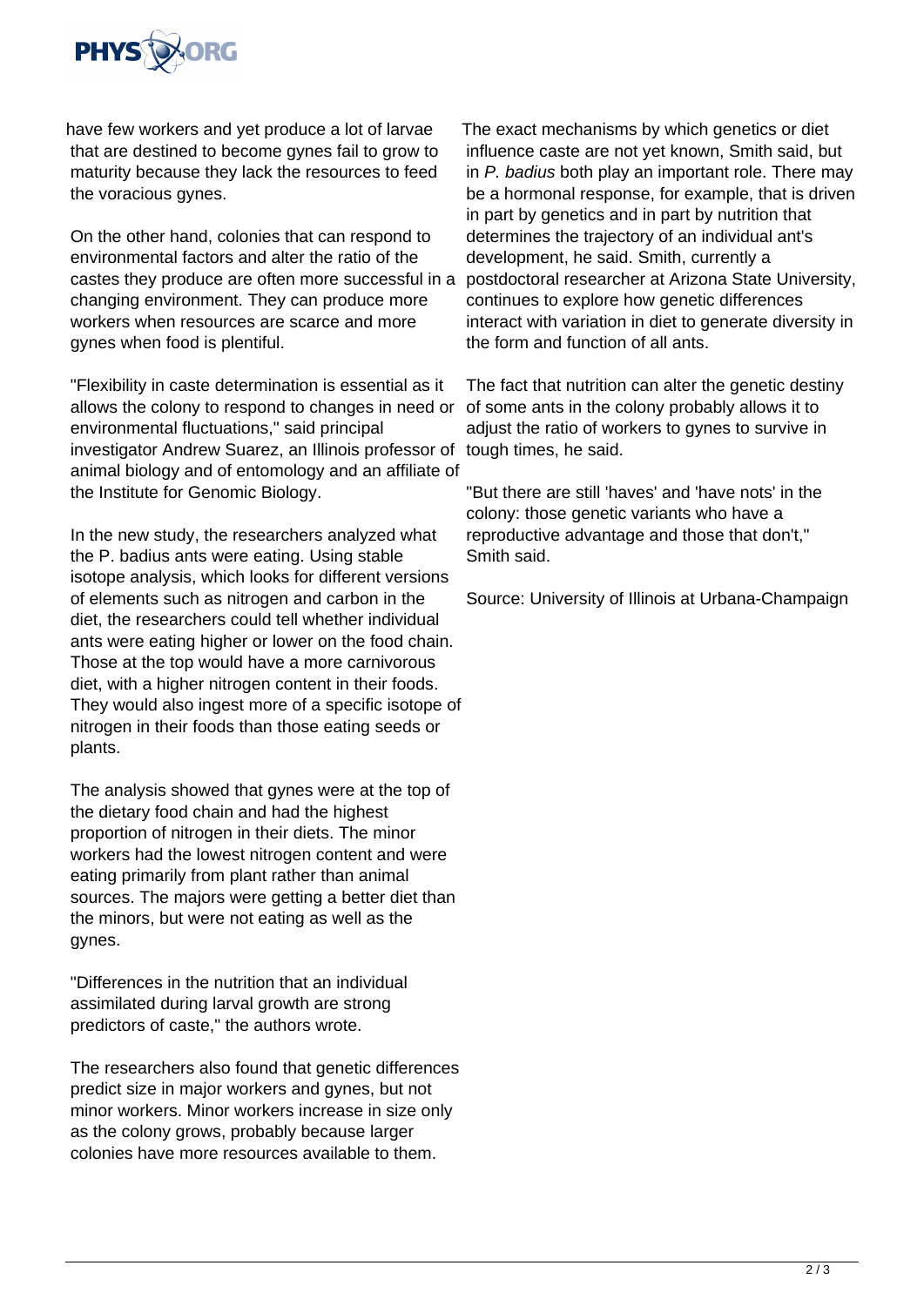have few workers and yet produce a lot of larvae that are destined to become gynes fail to grow to maturity because they lack the resources to feed the voracious gynes.

On the other hand, colonies that can respond to environmental factors and alter the ratio of the castes they produce are often more successful in a changing environment. They can produce more workers when resources are scarce and more gynes when food is plentiful.

"Flexibility in caste determination is essential as it allows the colony to respond to changes in need or environmental fluctuations," said principal investigator Andrew Suarez, an Illinois professor of animal biology and of entomology and an affiliate of the Institute for Genomic Biology.

In the new study, the researchers analyzed what the P. badius ants were eating. Using stable isotope analysis, which looks for different versions of elements such as nitrogen and carbon in the diet, the researchers could tell whether individual ants were eating higher or lower on the food chain. Those at the top would have a more carnivorous diet, with a higher nitrogen content in their foods. They would also ingest more of a specific isotope of nitrogen in their foods than those eating seeds or plants.

The analysis showed that gynes were at the top of the dietary food chain and had the highest proportion of nitrogen in their diets. The minor workers had the lowest nitrogen content and were eating primarily from plant rather than animal sources. The majors were getting a better diet than the minors, but were not eating as well as the gynes.

"Differences in the nutrition that an individual assimilated during larval growth are strong predictors of caste," the authors wrote.

The researchers also found that genetic differences predict size in major workers and gynes, but not minor workers. Minor workers increase in size only as the colony grows, probably because larger colonies have more resources available to them.

The exact mechanisms by which genetics or diet influence caste are not yet known, Smith said, but in *P. badius* both play an important role. There may be a hormonal response, for example, that is driven in part by genetics and in part by nutrition that determines the trajectory of an individual ant's development, he said. Smith, currently a postdoctoral researcher at Arizona State University, continues to explore how genetic differences interact with variation in diet to generate diversity in the form and function of all ants.

The fact that nutrition can alter the genetic destiny of some ants in the colony probably allows it to adjust the ratio of workers to gynes to survive in tough times, he said.

"But there are still 'haves' and 'have nots' in the colony: those genetic variants who have a reproductive advantage and those that don't," Smith said.

Source: University of Illinois at Urbana-Champaign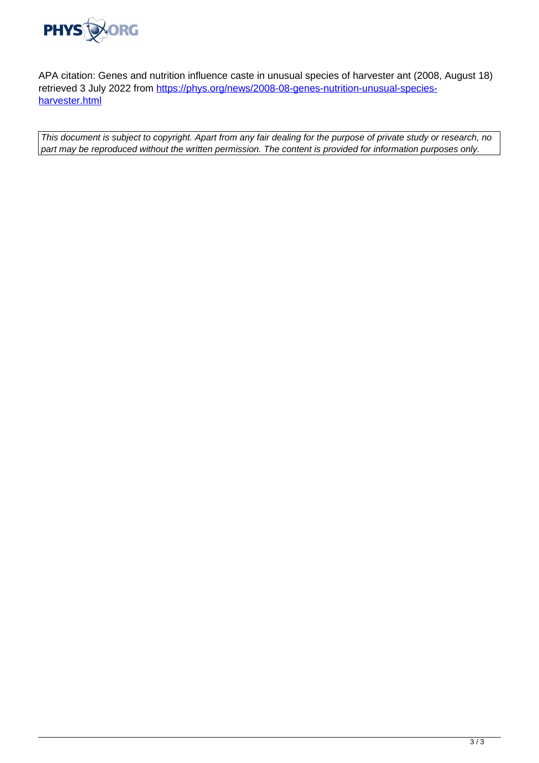APA citation: Genes and nutrition influence caste in unusual species of harvester ant (2008, August 18) retrieved 3 July 2022 from https://phys.org/news/2008-08-genes-nutrition-unusual-species-harvester.html

*This document is subject to copyright. Apart from any fair dealing for the purpose of private study or research, no part may be reproduced without the written permission. The content is provided for information purposes only.*